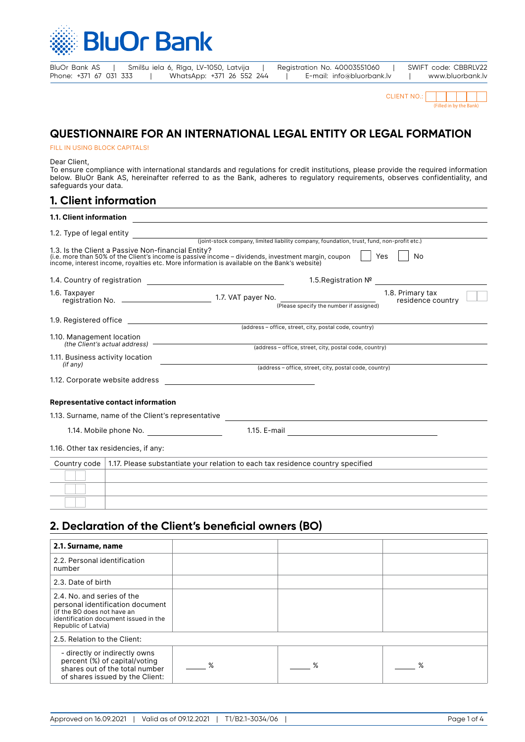# BluOr Bank

BluOr Bank AS | Smilšu iela 6, Rīga, LV-1050, Latvija | Registration No. 40003551060 | SWIFT code: CBBRLV22
Phone: +371 67 031 333 | WhatsApp: +371 26 552 244 | E-mail: info@bluorbank.lv | www.bluorbank.lv

CLIENT NO.: ______ (Filled in by the Bank)

# QUESTIONNAIRE FOR AN INTERNATIONAL LEGAL ENTITY OR LEGAL FORMATION

FILL IN USING BLOCK CAPITALS!

Dear Client,
To ensure compliance with international standards and regulations for credit institutions, please provide the required information below. BluOr Bank AS, hereinafter referred to as the Bank, adheres to regulatory requirements, observes confidentiality, and safeguards your data.

## 1. Client information

**1.1. Client information** ______________________________

1.2. Type of legal entity ______________________________
(joint-stock company, limited liability company, foundation, trust, fund, non-profit etc.)

1.3. Is the Client a Passive Non-financial Entity?
(i.e. more than 50% of the Client's income is passive income – dividends, investment margin, coupon income, interest income, royalties etc. More information is available on the Bank's website) ☐ Yes ☐ No

1.4. Country of registration ______________ 1.5.Registration № ______________

1.6. Taxpayer registration No. ______________ 1.7. VAT payer No. ______________ (Please specify the number if assigned) 1.8. Primary tax residence country ______

1.9. Registered office ______________________________
(address – office, street, city, postal code, country)

1.10. Management location
*(the Client's actual address)* ______________________________
(address – office, street, city, postal code, country)

1.11. Business activity location
*(if any)* ______________________________
(address – office, street, city, postal code, country)

1.12. Corporate website address ______________

**Representative contact information**

1.13. Surname, name of the Client's representative ______________________________

1.14. Mobile phone No. ______________ 1.15. E-mail ______________

1.16. Other tax residencies, if any:

| Country code | 1.17. Please substantiate your relation to each tax residence country specified |
|---|---|
| | |
| | |
| | |

## 2. Declaration of the Client's beneficial owners (BO)

| **2.1. Surname, name** | | | |
|---|---|---|---|
| 2.2. Personal identification number | | | |
| 2.3. Date of birth | | | |
| 2.4. No. and series of the personal identification document (if the BO does not have an identification document issued in the Republic of Latvia) | | | |
| 2.5. Relation to the Client: | | | |
| - directly or indirectly owns percent (%) of capital/voting shares out of the total number of shares issued by the Client: | ____ % | ____ % | ____ % |

Approved on 16.09.2021 | Valid as of 09.12.2021 | T1/B2.1-3034/06 |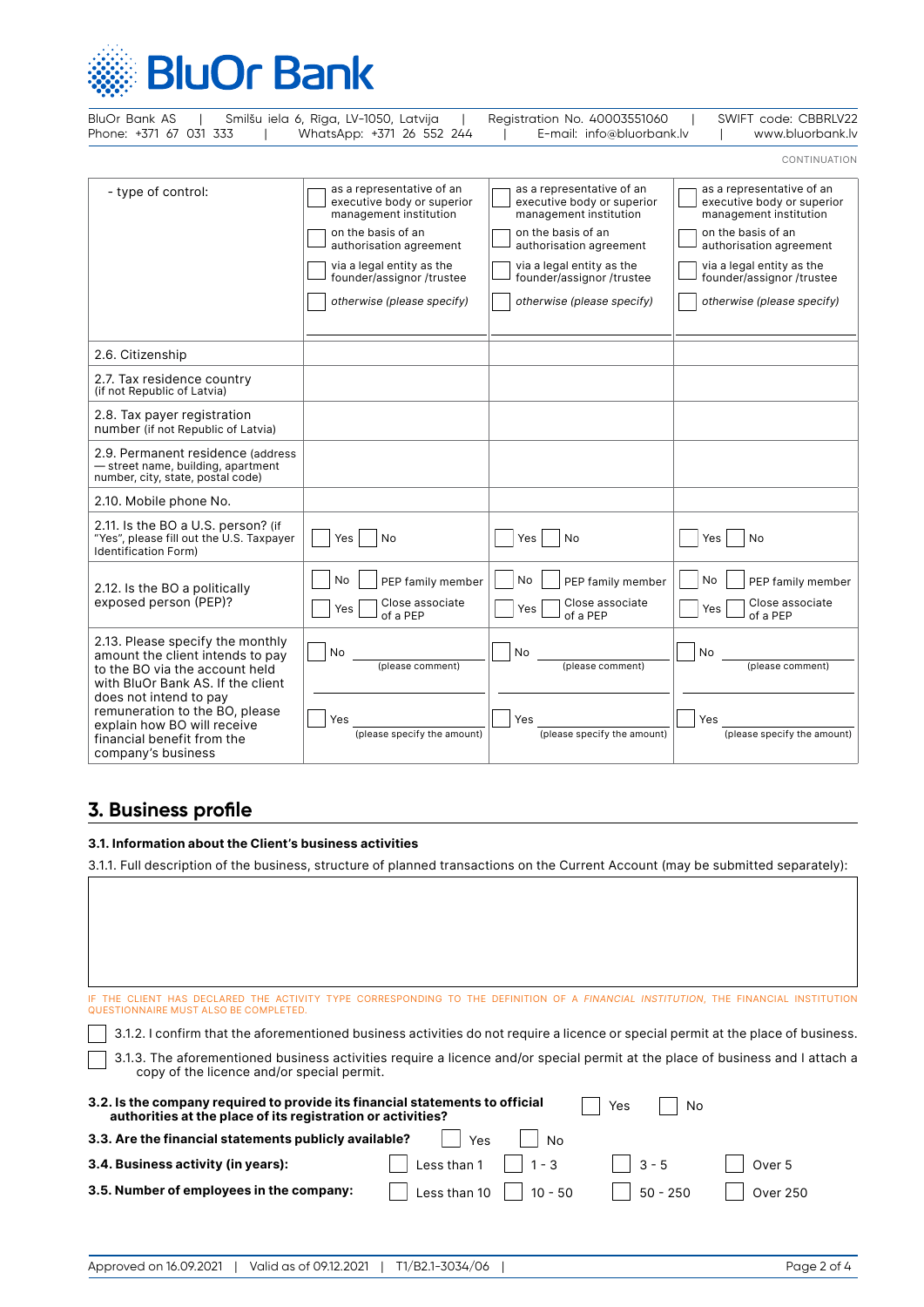CONTINUATION

| - type of control: | ☐ as a representative of an executive body or superior management institution<br>☐ on the basis of an authorisation agreement<br>☐ via a legal entity as the founder/assignor /trustee<br>☐ *otherwise (please specify)* | ☐ as a representative of an executive body or superior management institution<br>☐ on the basis of an authorisation agreement<br>☐ via a legal entity as the founder/assignor /trustee<br>☐ *otherwise (please specify)* | ☐ as a representative of an executive body or superior management institution<br>☐ on the basis of an authorisation agreement<br>☐ via a legal entity as the founder/assignor /trustee<br>☐ *otherwise (please specify)* |
|---|---|---|---|
| 2.6. Citizenship | | | |
| 2.7. Tax residence country (if not Republic of Latvia) | | | |
| 2.8. Tax payer registration number (if not Republic of Latvia) | | | |
| 2.9. Permanent residence (address — street name, building, apartment number, city, state, postal code) | | | |
| 2.10. Mobile phone No. | | | |
| 2.11. Is the BO a U.S. person? (if "Yes", please fill out the U.S. Taxpayer Identification Form) | ☐ Yes ☐ No | ☐ Yes ☐ No | ☐ Yes ☐ No |
| 2.12. Is the BO a politically exposed person (PEP)? | ☐ No ☐ PEP family member<br>☐ Yes ☐ Close associate of a PEP | ☐ No ☐ PEP family member<br>☐ Yes ☐ Close associate of a PEP | ☐ No ☐ PEP family member<br>☐ Yes ☐ Close associate of a PEP |
| 2.13. Please specify the monthly amount the client intends to pay to the BO via the account held with BluOr Bank AS. If the client does not intend to pay remuneration to the BO, please explain how BO will receive financial benefit from the company's business | ☐ No ________ (please comment)<br>☐ Yes ________ (please specify the amount) | ☐ No ________ (please comment)<br>☐ Yes ________ (please specify the amount) | ☐ No ________ (please comment)<br>☐ Yes ________ (please specify the amount) |

## 3. Business profile

**3.1. Information about the Client's business activities**

3.1.1. Full description of the business, structure of planned transactions on the Current Account (may be submitted separately):

| |
|---|
| |

IF THE CLIENT HAS DECLARED THE ACTIVITY TYPE CORRESPONDING TO THE DEFINITION OF A *FINANCIAL INSTITUTION*, THE FINANCIAL INSTITUTION QUESTIONNAIRE MUST ALSO BE COMPLETED.

☐ 3.1.2. I confirm that the aforementioned business activities do not require a licence or special permit at the place of business.

☐ 3.1.3. The aforementioned business activities require a licence and/or special permit at the place of business and I attach a copy of the licence and/or special permit.

**3.2. Is the company required to provide its financial statements to official authorities at the place of its registration or activities?** ☐ Yes ☐ No

**3.3. Are the financial statements publicly available?** ☐ Yes ☐ No

**3.4. Business activity (in years):** ☐ Less than 1 ☐ 1 - 3 ☐ 3 - 5 ☐ Over 5

**3.5. Number of employees in the company:** ☐ Less than 10 ☐ 10 - 50 ☐ 50 - 250 ☐ Over 250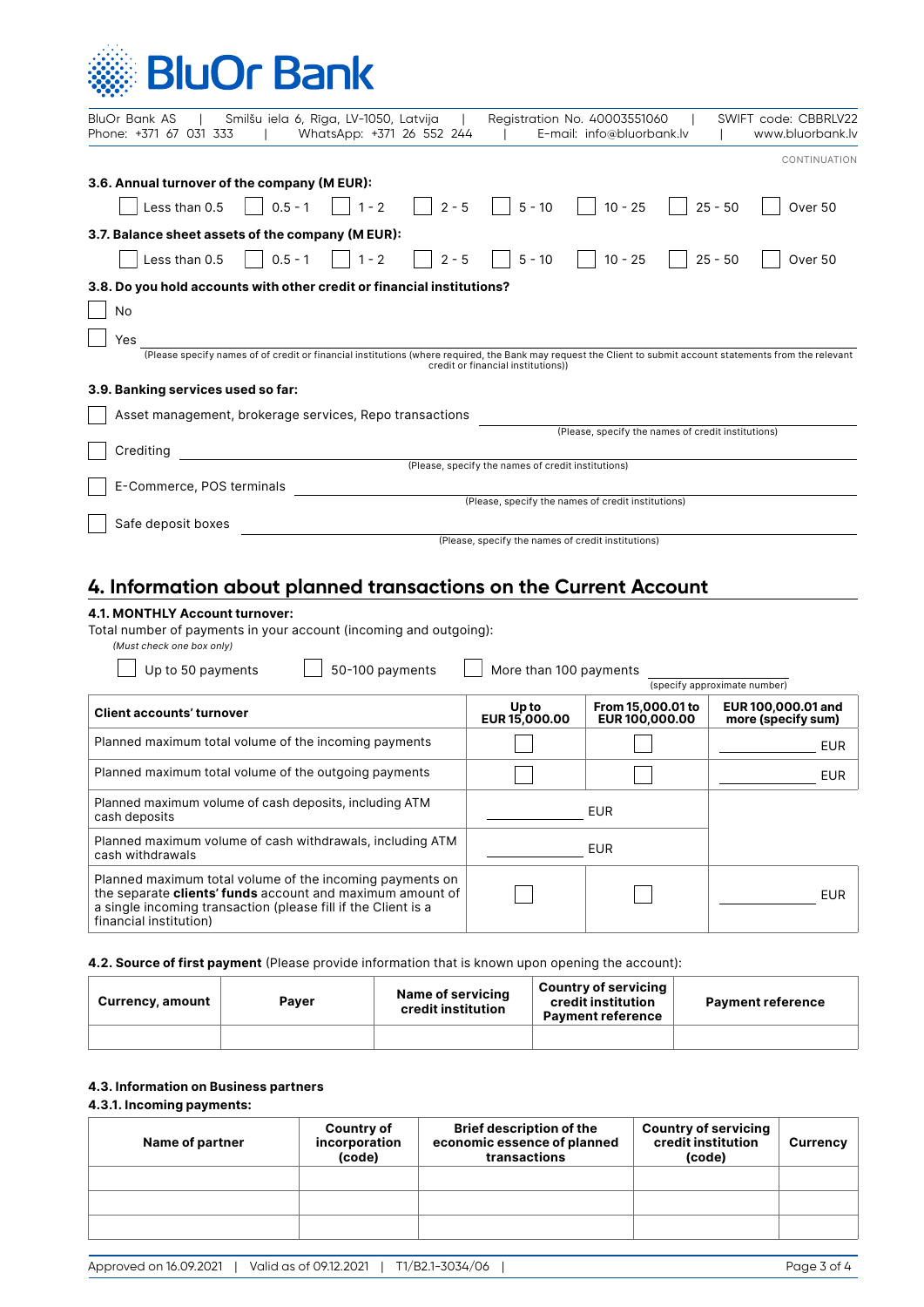CONTINUATION

**3.6. Annual turnover of the company (M EUR):**

☐ Less than 0.5 ☐ 0.5 - 1 ☐ 1 - 2 ☐ 2 - 5 ☐ 5 - 10 ☐ 10 - 25 ☐ 25 - 50 ☐ Over 50

**3.7. Balance sheet assets of the company (M EUR):**

☐ Less than 0.5 ☐ 0.5 - 1 ☐ 1 - 2 ☐ 2 - 5 ☐ 5 - 10 ☐ 10 - 25 ☐ 25 - 50 ☐ Over 50

**3.8. Do you hold accounts with other credit or financial institutions?**

☐ No

☐ Yes ______________________________

(Please specify names of of credit or financial institutions (where required, the Bank may request the Client to submit account statements from the relevant credit or financial institutions))

**3.9. Banking services used so far:**

☐ Asset management, brokerage services, Repo transactions ______________________________
(Please, specify the names of credit institutions)

☐ Crediting ______________________________
(Please, specify the names of credit institutions)

☐ E-Commerce, POS terminals ______________________________
(Please, specify the names of credit institutions)

☐ Safe deposit boxes ______________________________
(Please, specify the names of credit institutions)

## 4. Information about planned transactions on the Current Account

**4.1. MONTHLY Account turnover:**

Total number of payments in your account (incoming and outgoing):

*(Must check one box only)*

☐ Up to 50 payments ☐ 50-100 payments ☐ More than 100 payments ______________
(specify approximate number)

| Client accounts' turnover | Up to EUR 15,000.00 | From 15,000.01 to EUR 100,000.00 | EUR 100,000.01 and more (specify sum) |
|---|---|---|---|
| Planned maximum total volume of the incoming payments | ☐ | ☐ | ________ EUR |
| Planned maximum total volume of the outgoing payments | ☐ | ☐ | ________ EUR |
| Planned maximum volume of cash deposits, including ATM cash deposits | ________ EUR | | |
| Planned maximum volume of cash withdrawals, including ATM cash withdrawals | ________ EUR | | |
| Planned maximum total volume of the incoming payments on the separate **clients' funds** account and maximum amount of a single incoming transaction (please fill if the Client is a financial institution) | ☐ | ☐ | ________ EUR |

**4.2. Source of first payment** (Please provide information that is known upon opening the account):

| Currency, amount | Payer | Name of servicing credit institution | Country of servicing credit institution Payment reference | Payment reference |
|---|---|---|---|---|
| | | | | |

**4.3. Information on Business partners**

**4.3.1. Incoming payments:**

| Name of partner | Country of incorporation (code) | Brief description of the economic essence of planned transactions | Country of servicing credit institution (code) | Currency |
|---|---|---|---|---|
| | | | | |
| | | | | |
| | | | | |

Approved on 16.09.2021 | Valid as of 09.12.2021 | T1/B2.1-3034/06 |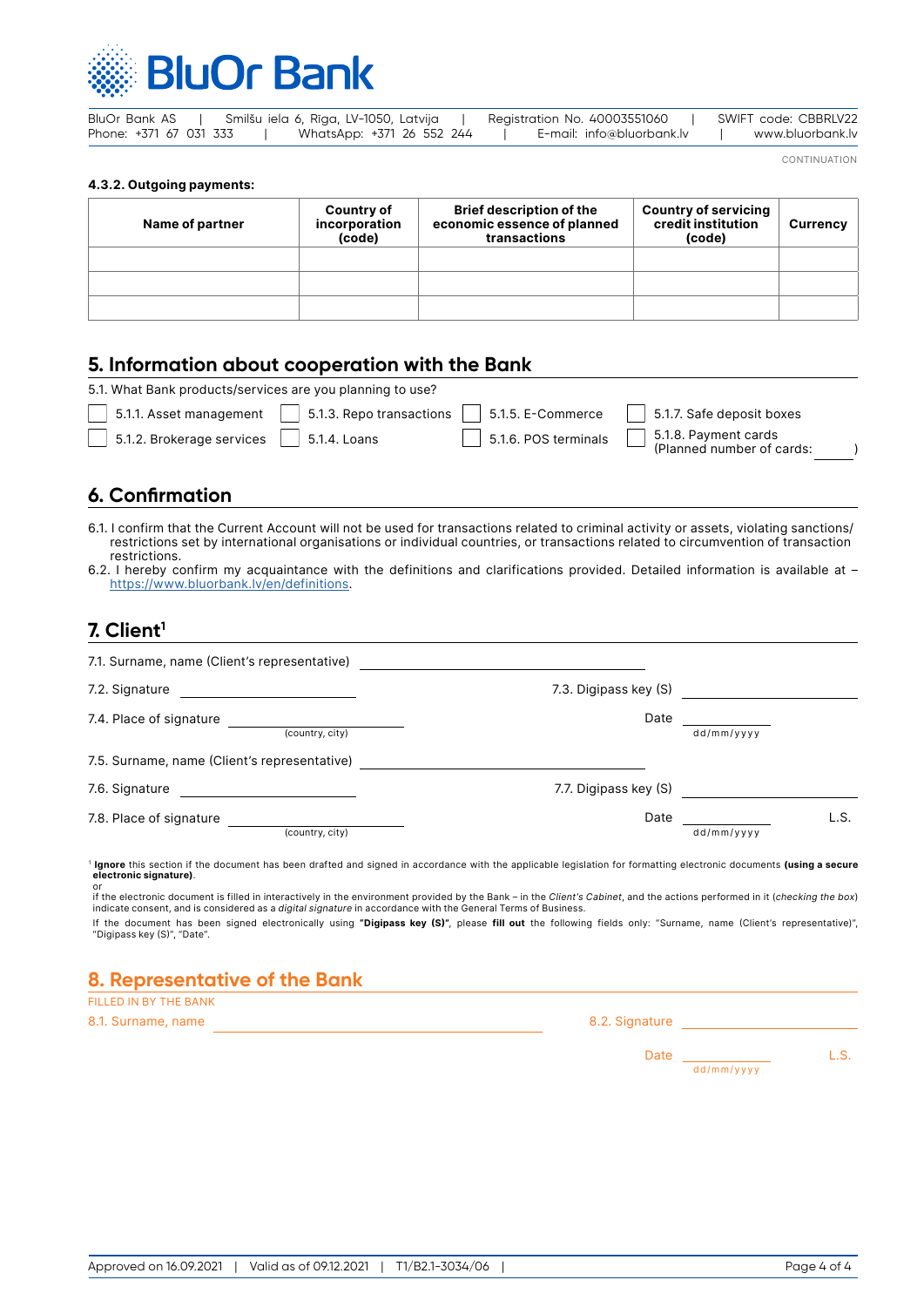CONTINUATION

#### 4.3.2. Outgoing payments:

| Name of partner | Country of incorporation (code) | Brief description of the economic essence of planned transactions | Country of servicing credit institution (code) | Currency |
|---|---|---|---|---|
| | | | | |
| | | | | |
| | | | | |

## 5. Information about cooperation with the Bank

5.1. What Bank products/services are you planning to use?

- ☐ 5.1.1. Asset management
- ☐ 5.1.2. Brokerage services
- ☐ 5.1.3. Repo transactions
- ☐ 5.1.4. Loans
- ☐ 5.1.5. E-Commerce
- ☐ 5.1.6. POS terminals
- ☐ 5.1.7. Safe deposit boxes
- ☐ 5.1.8. Payment cards (Planned number of cards: ______ )

## 6. Confirmation

6.1. I confirm that the Current Account will not be used for transactions related to criminal activity or assets, violating sanctions/ restrictions set by international organisations or individual countries, or transactions related to circumvention of transaction restrictions.

6.2. I hereby confirm my acquaintance with the definitions and clarifications provided. Detailed information is available at – https://www.bluorbank.lv/en/definitions.

## 7. Client[1]

7.1. Surname, name (Client's representative) ______________________

7.2. Signature ______________________ 7.3. Digipass key (S) ______________________

7.4. Place of signature ______________________ (country, city) Date __________ (dd/mm/yyyy)

7.5. Surname, name (Client's representative) ______________________

7.6. Signature ______________________ 7.7. Digipass key (S) ______________________

7.8. Place of signature ______________________ (country, city) Date __________ (dd/mm/yyyy) L.S.

[1] **Ignore** this section if the document has been drafted and signed in accordance with the applicable legislation for formatting electronic documents **(using a secure electronic signature)**.
or
if the electronic document is filled in interactively in the environment provided by the Bank – in the *Client's Cabinet*, and the actions performed in it (*checking the box*) indicate consent, and is considered as a *digital signature* in accordance with the General Terms of Business.
If the document has been signed electronically using **"Digipass key (S)"**, please **fill out** the following fields only: "Surname, name (Client's representative)", "Digipass key (S)", "Date".

## 8. Representative of the Bank

FILLED IN BY THE BANK

8.1. Surname, name ______________________ 8.2. Signature ______________________

Date __________ (dd/mm/yyyy) L.S.

Approved on 16.09.2021 | Valid as of 09.12.2021 | T1/B2.1-3034/06 |